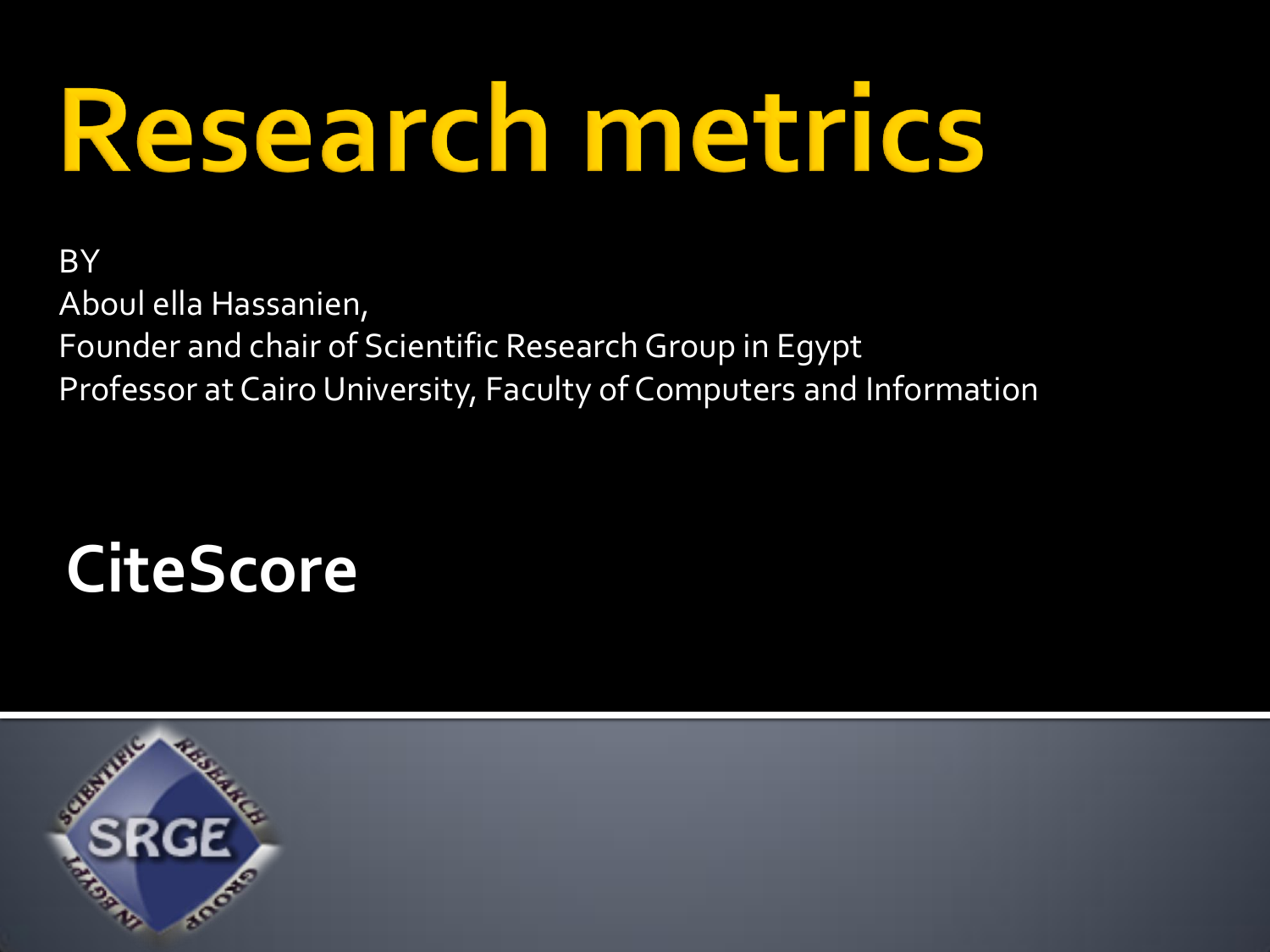# Research metrics

BY
Aboul ella Hassanien,
Founder and chair of Scientific Research Group in Egypt
Professor at Cairo University, Faculty of Computers and Information

## CiteScore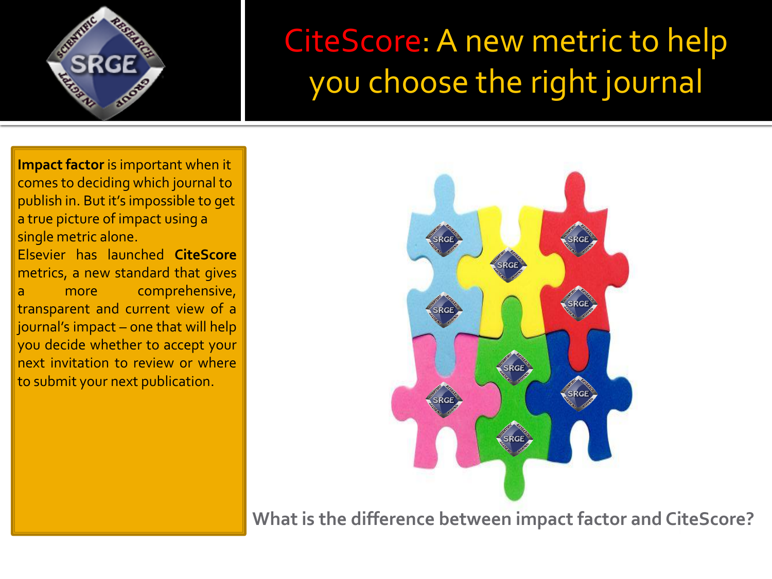# CiteScore: A new metric to help you choose the right journal

**Impact factor** is important when it comes to deciding which journal to publish in. But it's impossible to get a true picture of impact using a single metric alone.

Elsevier has launched **CiteScore** metrics, a new standard that gives a more comprehensive, transparent and current view of a journal's impact – one that will help you decide whether to accept your next invitation to review or where to submit your next publication.

**What is the difference between impact factor and CiteScore?**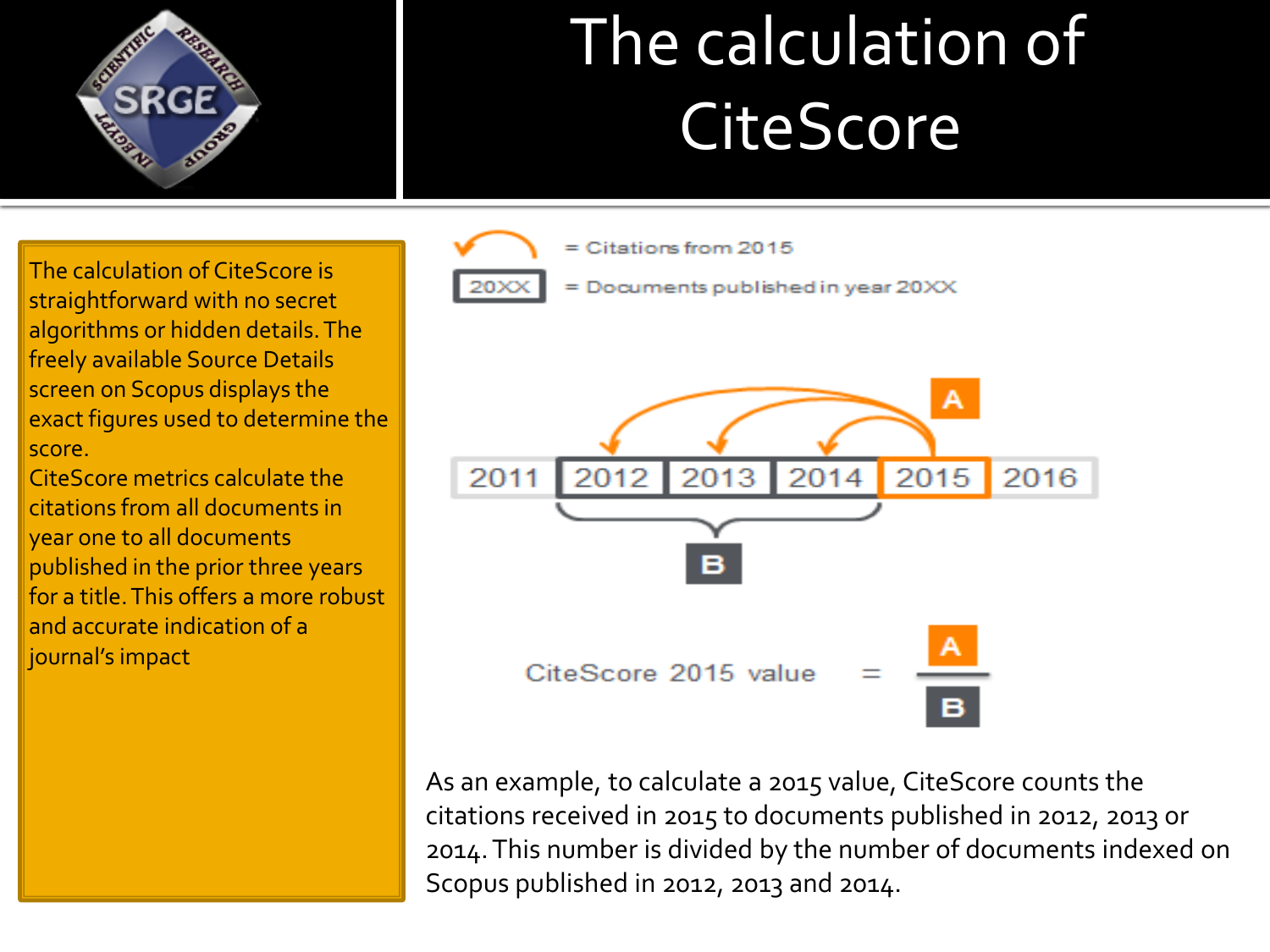# The calculation of CiteScore

The calculation of CiteScore is straightforward with no secret algorithms or hidden details. The freely available Source Details screen on Scopus displays the exact figures used to determine the score.

CiteScore metrics calculate the citations from all documents in year one to all documents published in the prior three years for a title. This offers a more robust and accurate indication of a journal's impact

= Citations from 2015

20XX = Documents published in year 20XX

2011 | 2012 | 2013 | 2014 | 2015 | 2016

$$\text{CiteScore 2015 value} = \frac{A}{B}$$

As an example, to calculate a 2015 value, CiteScore counts the citations received in 2015 to documents published in 2012, 2013 or 2014. This number is divided by the number of documents indexed on Scopus published in 2012, 2013 and 2014.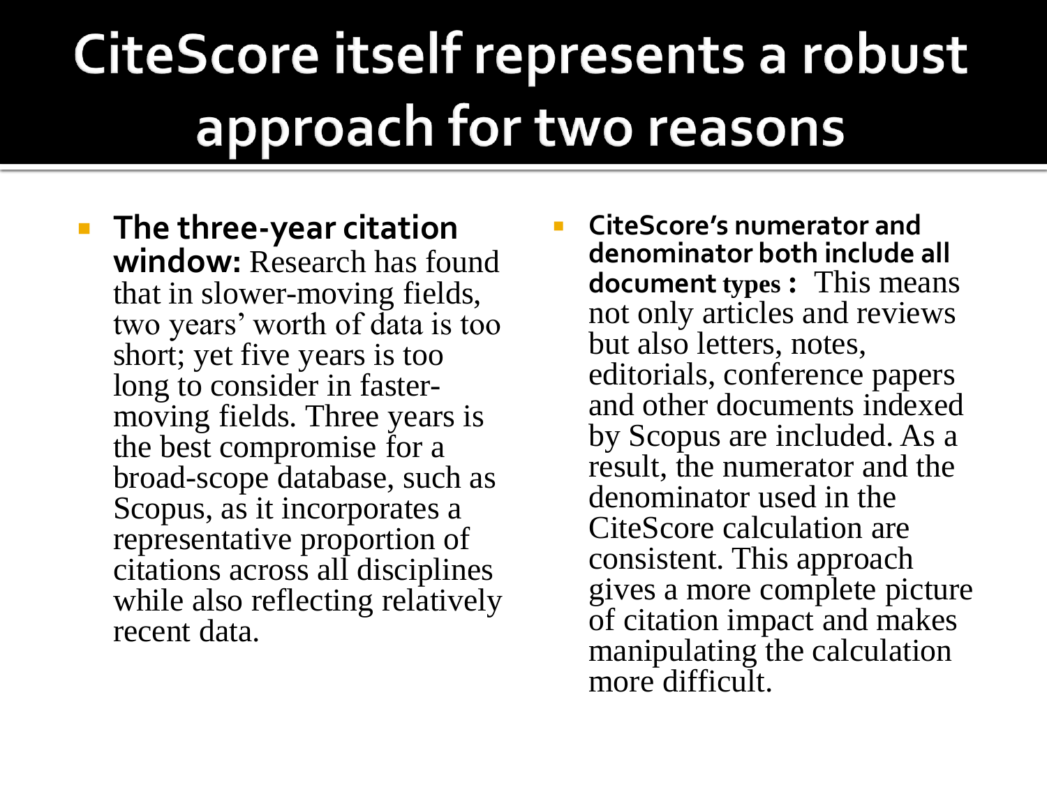# CiteScore itself represents a robust approach for two reasons

- **The three-year citation window:** Research has found that in slower-moving fields, two years' worth of data is too short; yet five years is too long to consider in faster-moving fields. Three years is the best compromise for a broad-scope database, such as Scopus, as it incorporates a representative proportion of citations across all disciplines while also reflecting relatively recent data.

- **CiteScore's numerator and denominator both include all document types :** This means not only articles and reviews but also letters, notes, editorials, conference papers and other documents indexed by Scopus are included. As a result, the numerator and the denominator used in the CiteScore calculation are consistent. This approach gives a more complete picture of citation impact and makes manipulating the calculation more difficult.